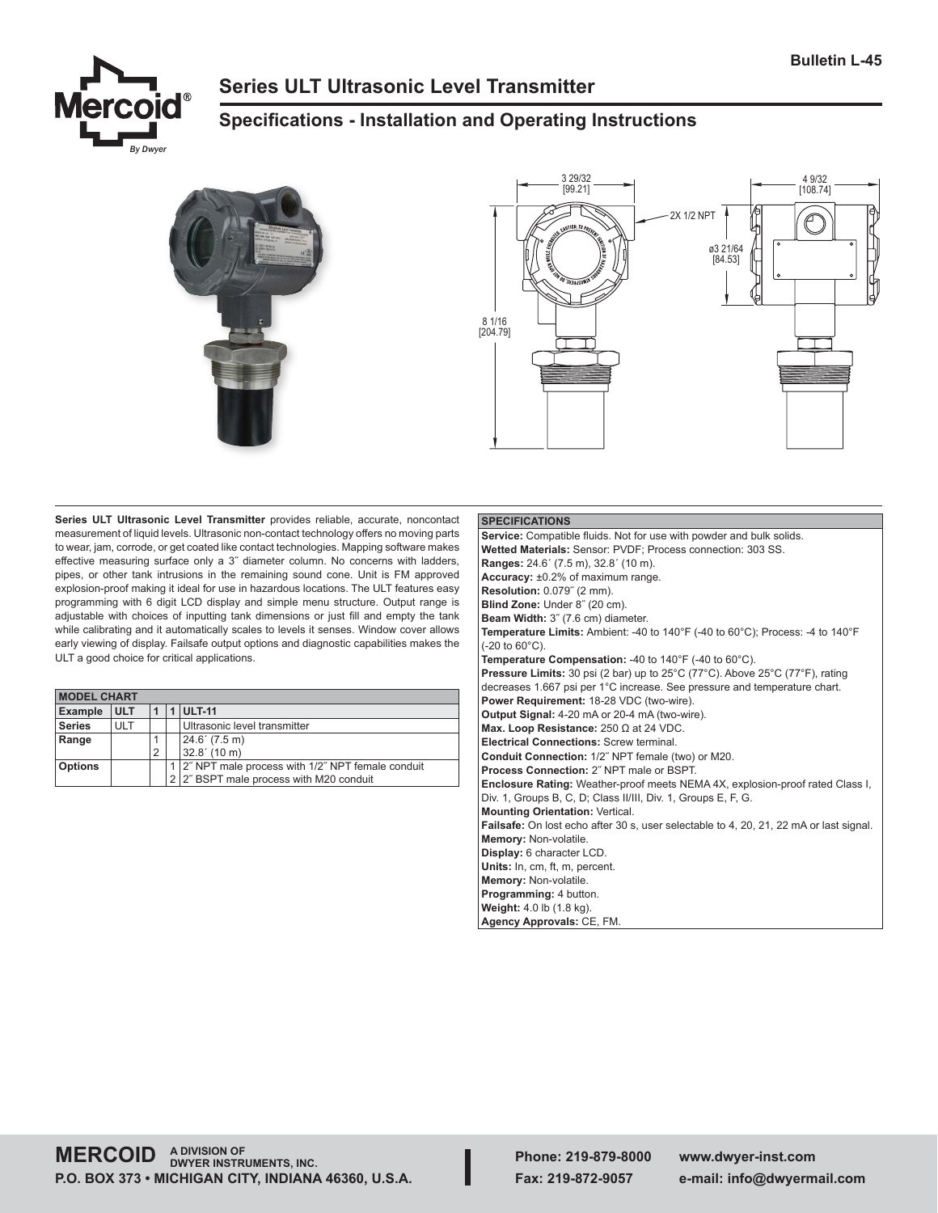Bulletin L-45

# Series ULT Ultrasonic Level Transmitter

## Specifications - Installation and Operating Instructions

**Series ULT Ultrasonic Level Transmitter** provides reliable, accurate, noncontact measurement of liquid levels. Ultrasonic non-contact technology offers no moving parts to wear, jam, corrode, or get coated like contact technologies. Mapping software makes effective measuring surface only a 3″ diameter column. No concerns with ladders, pipes, or other tank intrusions in the remaining sound cone. Unit is FM approved explosion-proof making it ideal for use in hazardous locations. The ULT features easy programming with 6 digit LCD display and simple menu structure. Output range is adjustable with choices of inputting tank dimensions or just fill and empty the tank while calibrating and it automatically scales to levels it senses. Window cover allows early viewing of display. Failsafe output options and diagnostic capabilities makes the ULT a good choice for critical applications.

| MODEL CHART | | | | |
|---|---|---|---|---|
| Example | ULT | 1 | 1 | ULT-11 |
| Series | ULT | | | Ultrasonic level transmitter |
| Range | | 1 | | 24.6´ (7.5 m) |
| | | 2 | | 32.8´ (10 m) |
| Options | | | 1 | 2″ NPT male process with 1/2″ NPT female conduit |
| | | | 2 | 2″ BSPT male process with M20 conduit |

**SPECIFICATIONS**

**Service:** Compatible fluids. Not for use with powder and bulk solids.
**Wetted Materials:** Sensor: PVDF; Process connection: 303 SS.
**Ranges:** 24.6´ (7.5 m), 32.8´ (10 m).
**Accuracy:** ±0.2% of maximum range.
**Resolution:** 0.079″ (2 mm).
**Blind Zone:** Under 8″ (20 cm).
**Beam Width:** 3″ (7.6 cm) diameter.
**Temperature Limits:** Ambient: -40 to 140°F (-40 to 60°C); Process: -4 to 140°F (-20 to 60°C).
**Temperature Compensation:** -40 to 140°F (-40 to 60°C).
**Pressure Limits:** 30 psi (2 bar) up to 25°C (77°C). Above 25°C (77°F), rating decreases 1.667 psi per 1°C increase. See pressure and temperature chart.
**Power Requirement:** 18-28 VDC (two-wire).
**Output Signal:** 4-20 mA or 20-4 mA (two-wire).
**Max. Loop Resistance:** 250 Ω at 24 VDC.
**Electrical Connections:** Screw terminal.
**Conduit Connection:** 1/2″ NPT female (two) or M20.
**Process Connection:** 2″ NPT male or BSPT.
**Enclosure Rating:** Weather-proof meets NEMA 4X, explosion-proof rated Class I, Div. 1, Groups B, C, D; Class II/III, Div. 1, Groups E, F, G.
**Mounting Orientation:** Vertical.
**Failsafe:** On lost echo after 30 s, user selectable to 4, 20, 21, 22 mA or last signal.
**Memory:** Non-volatile.
**Display:** 6 character LCD.
**Units:** In, cm, ft, m, percent.
**Memory:** Non-volatile.
**Programming:** 4 button.
**Weight:** 4.0 lb (1.8 kg).
**Agency Approvals:** CE, FM.

**MERCOID** A DIVISION OF DWYER INSTRUMENTS, INC.
P.O. BOX 373 • MICHIGAN CITY, INDIANA 46360, U.S.A.
Phone: 219-879-8000 www.dwyer-inst.com
Fax: 219-872-9057 e-mail: info@dwyermail.com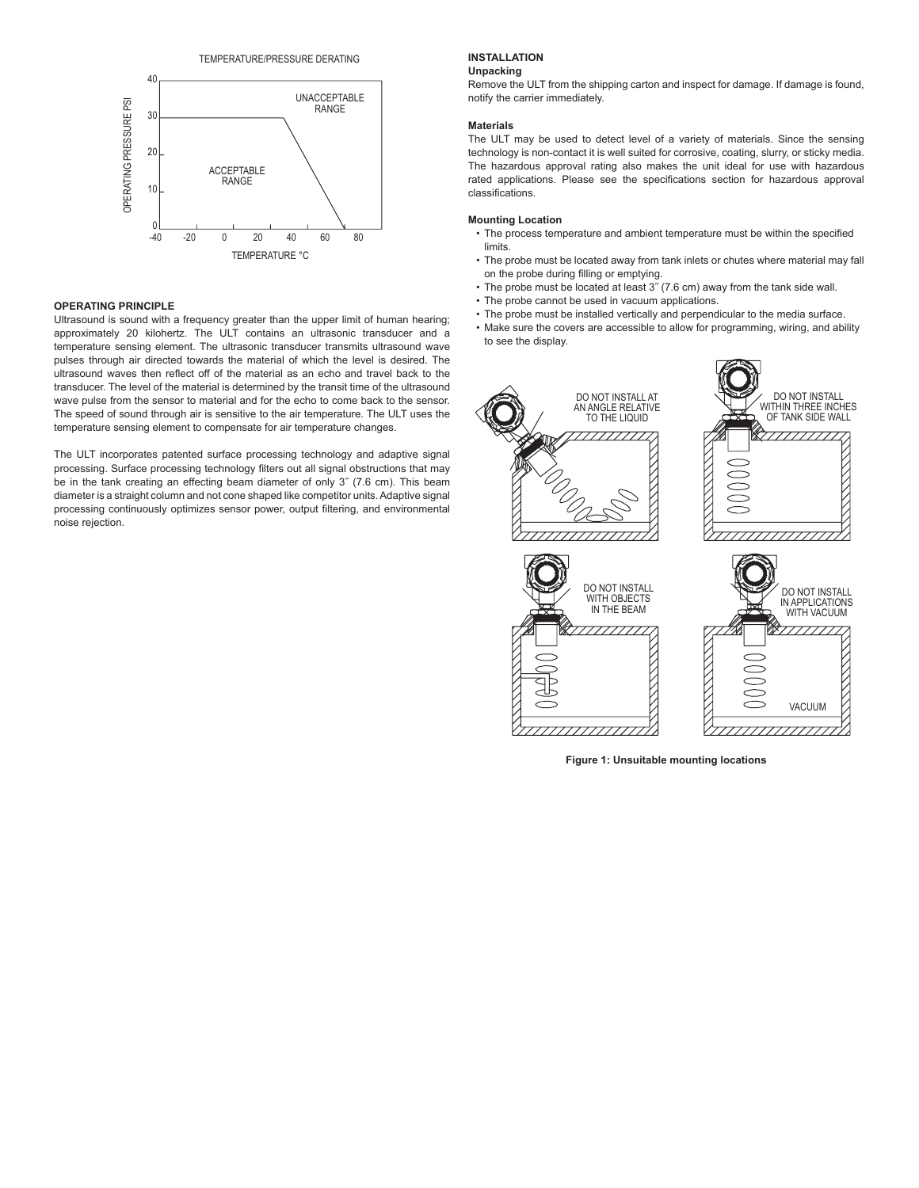TEMPERATURE/PRESSURE DERATING

### OPERATING PRINCIPLE

Ultrasound is sound with a frequency greater than the upper limit of human hearing; approximately 20 kilohertz. The ULT contains an ultrasonic transducer and a temperature sensing element. The ultrasonic transducer transmits ultrasound wave pulses through air directed towards the material of which the level is desired. The ultrasound waves then reflect off of the material as an echo and travel back to the transducer. The level of the material is determined by the transit time of the ultrasound wave pulse from the sensor to material and for the echo to come back to the sensor. The speed of sound through air is sensitive to the air temperature. The ULT uses the temperature sensing element to compensate for air temperature changes.

The ULT incorporates patented surface processing technology and adaptive signal processing. Surface processing technology filters out all signal obstructions that may be in the tank creating an effecting beam diameter of only 3″ (7.6 cm). This beam diameter is a straight column and not cone shaped like competitor units. Adaptive signal processing continuously optimizes sensor power, output filtering, and environmental noise rejection.

## INSTALLATION

### Unpacking

Remove the ULT from the shipping carton and inspect for damage. If damage is found, notify the carrier immediately.

### Materials

The ULT may be used to detect level of a variety of materials. Since the sensing technology is non-contact it is well suited for corrosive, coating, slurry, or sticky media. The hazardous approval rating also makes the unit ideal for use with hazardous rated applications. Please see the specifications section for hazardous approval classifications.

### Mounting Location

- The process temperature and ambient temperature must be within the specified limits.
- The probe must be located away from tank inlets or chutes where material may fall on the probe during filling or emptying.
- The probe must be located at least 3″ (7.6 cm) away from the tank side wall.
- The probe cannot be used in vacuum applications.
- The probe must be installed vertically and perpendicular to the media surface.
- Make sure the covers are accessible to allow for programming, wiring, and ability to see the display.

**Figure 1: Unsuitable mounting locations**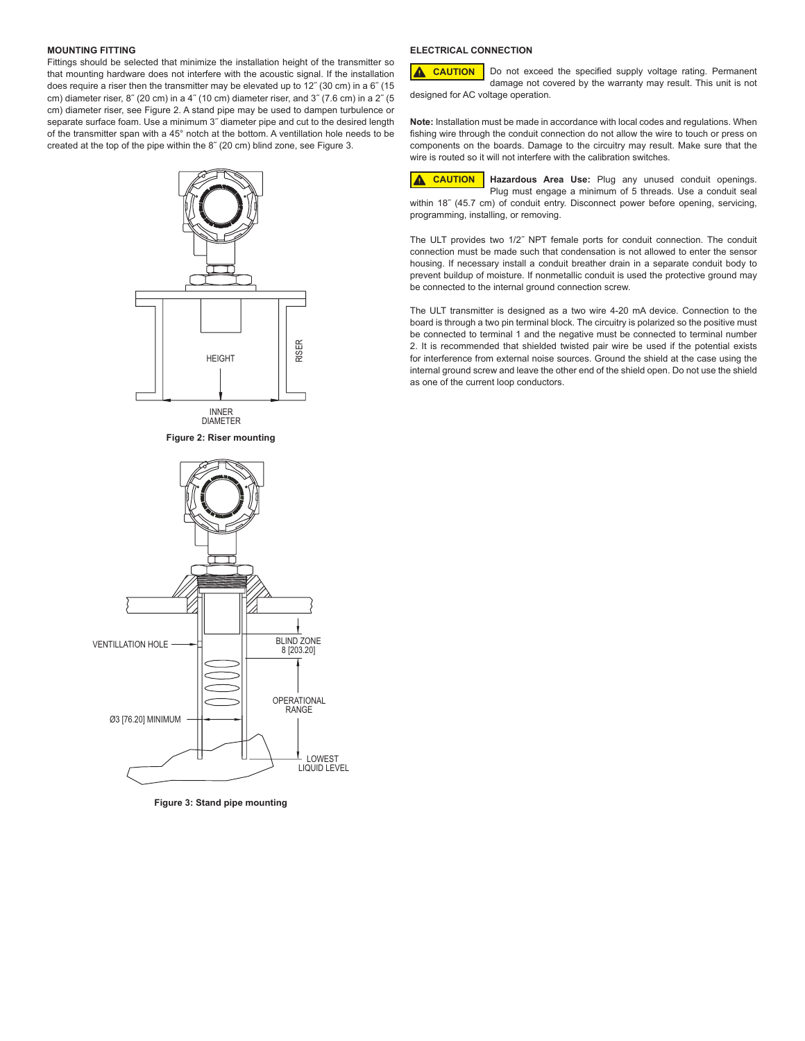## MOUNTING FITTING

Fittings should be selected that minimize the installation height of the transmitter so that mounting hardware does not interfere with the acoustic signal. If the installation does require a riser then the transmitter may be elevated up to 12″ (30 cm) in a 6″ (15 cm) diameter riser, 8″ (20 cm) in a 4″ (10 cm) diameter riser, and 3″ (7.6 cm) in a 2″ (5 cm) diameter riser, see Figure 2. A stand pipe may be used to dampen turbulence or separate surface foam. Use a minimum 3″ diameter pipe and cut to the desired length of the transmitter span with a 45° notch at the bottom. A ventillation hole needs to be created at the top of the pipe within the 8″ (20 cm) blind zone, see Figure 3.

HEIGHT
RISER
INNER DIAMETER

**Figure 2: Riser mounting**

VENTILLATION HOLE
BLIND ZONE 8 [203.20]
OPERATIONAL RANGE
Ø3 [76.20] MINIMUM
LOWEST LIQUID LEVEL

**Figure 3: Stand pipe mounting**

## ELECTRICAL CONNECTION

**CAUTION** Do not exceed the specified supply voltage rating. Permanent damage not covered by the warranty may result. This unit is not designed for AC voltage operation.

**Note:** Installation must be made in accordance with local codes and regulations. When fishing wire through the conduit connection do not allow the wire to touch or press on components on the boards. Damage to the circuitry may result. Make sure that the wire is routed so it will not interfere with the calibration switches.

**CAUTION** **Hazardous Area Use:** Plug any unused conduit openings. Plug must engage a minimum of 5 threads. Use a conduit seal within 18″ (45.7 cm) of conduit entry. Disconnect power before opening, servicing, programming, installing, or removing.

The ULT provides two 1/2″ NPT female ports for conduit connection. The conduit connection must be made such that condensation is not allowed to enter the sensor housing. If necessary install a conduit breather drain in a separate conduit body to prevent buildup of moisture. If nonmetallic conduit is used the protective ground may be connected to the internal ground connection screw.

The ULT transmitter is designed as a two wire 4-20 mA device. Connection to the board is through a two pin terminal block. The circuitry is polarized so the positive must be connected to terminal 1 and the negative must be connected to terminal number 2. It is recommended that shielded twisted pair wire be used if the potential exists for interference from external noise sources. Ground the shield at the case using the internal ground screw and leave the other end of the shield open. Do not use the shield as one of the current loop conductors.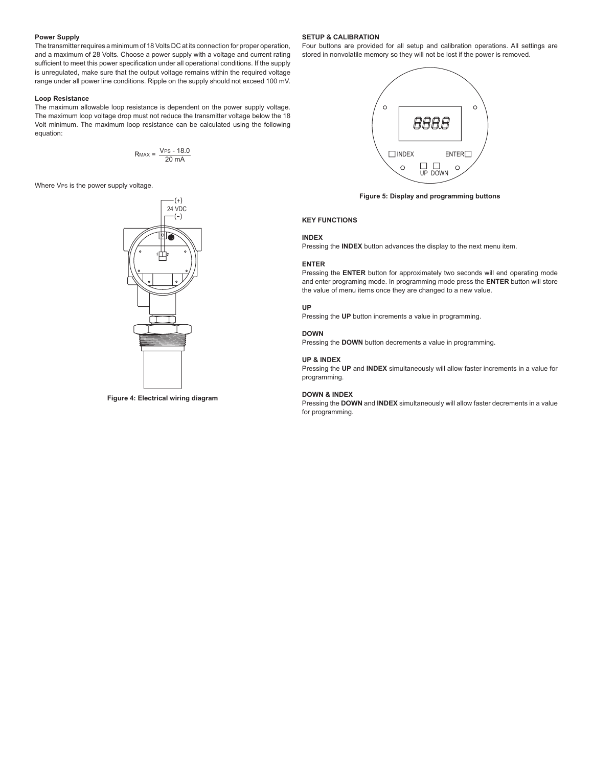### Power Supply

The transmitter requires a minimum of 18 Volts DC at its connection for proper operation, and a maximum of 28 Volts. Choose a power supply with a voltage and current rating sufficient to meet this power specification under all operational conditions. If the supply is unregulated, make sure that the output voltage remains within the required voltage range under all power line conditions. Ripple on the supply should not exceed 100 mV.

### Loop Resistance

The maximum allowable loop resistance is dependent on the power supply voltage. The maximum loop voltage drop must not reduce the transmitter voltage below the 18 Volt minimum. The maximum loop resistance can be calculated using the following equation:

$$R_{MAX} = \frac{V_{PS} - 18.0}{20 \text{ mA}}$$

Where $V_{PS}$ is the power supply voltage.

Figure 4: Electrical wiring diagram

### SETUP & CALIBRATION

Four buttons are provided for all setup and calibration operations. All settings are stored in nonvolatile memory so they will not be lost if the power is removed.

Figure 5: Display and programming buttons

### KEY FUNCTIONS

**INDEX**

Pressing the **INDEX** button advances the display to the next menu item.

**ENTER**

Pressing the **ENTER** button for approximately two seconds will end operating mode and enter programing mode. In programming mode press the **ENTER** button will store the value of menu items once they are changed to a new value.

**UP**

Pressing the **UP** button increments a value in programming.

**DOWN**

Pressing the **DOWN** button decrements a value in programming.

**UP & INDEX**

Pressing the **UP** and **INDEX** simultaneously will allow faster increments in a value for programming.

**DOWN & INDEX**

Pressing the **DOWN** and **INDEX** simultaneously will allow faster decrements in a value for programming.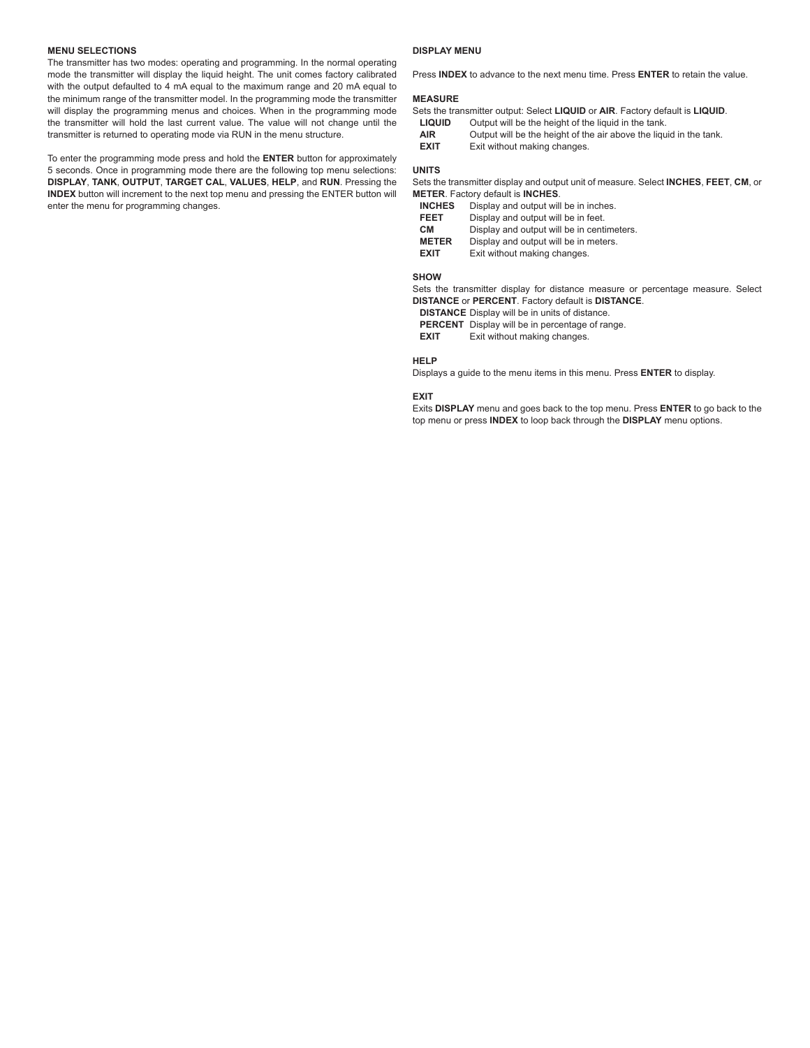## MENU SELECTIONS

The transmitter has two modes: operating and programming. In the normal operating mode the transmitter will display the liquid height. The unit comes factory calibrated with the output defaulted to 4 mA equal to the maximum range and 20 mA equal to the minimum range of the transmitter model. In the programming mode the transmitter will display the programming menus and choices. When in the programming mode the transmitter will hold the last current value. The value will not change until the transmitter is returned to operating mode via RUN in the menu structure.

To enter the programming mode press and hold the **ENTER** button for approximately 5 seconds. Once in programming mode there are the following top menu selections: **DISPLAY**, **TANK**, **OUTPUT**, **TARGET CAL**, **VALUES**, **HELP**, and **RUN**. Pressing the **INDEX** button will increment to the next top menu and pressing the ENTER button will enter the menu for programming changes.

## DISPLAY MENU

Press **INDEX** to advance to the next menu time. Press **ENTER** to retain the value.

### MEASURE

Sets the transmitter output: Select **LIQUID** or **AIR**. Factory default is **LIQUID**.

- **LIQUID** Output will be the height of the liquid in the tank.
- **AIR** Output will be the height of the air above the liquid in the tank.
- **EXIT** Exit without making changes.

### UNITS

Sets the transmitter display and output unit of measure. Select **INCHES**, **FEET**, **CM**, or **METER**. Factory default is **INCHES**.

- **INCHES** Display and output will be in inches.
- **FEET** Display and output will be in feet.
- **CM** Display and output will be in centimeters.
- **METER** Display and output will be in meters.
- **EXIT** Exit without making changes.

### SHOW

Sets the transmitter display for distance measure or percentage measure. Select **DISTANCE** or **PERCENT**. Factory default is **DISTANCE**.

- **DISTANCE** Display will be in units of distance.
- **PERCENT** Display will be in percentage of range.
- **EXIT** Exit without making changes.

### HELP

Displays a guide to the menu items in this menu. Press **ENTER** to display.

### EXIT

Exits **DISPLAY** menu and goes back to the top menu. Press **ENTER** to go back to the top menu or press **INDEX** to loop back through the **DISPLAY** menu options.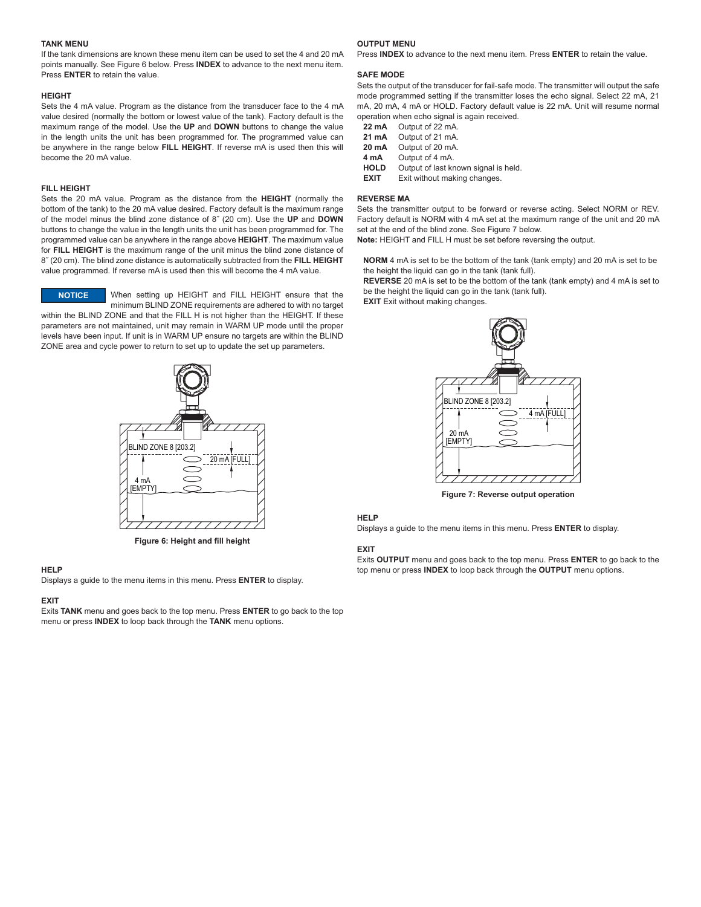## TANK MENU

If the tank dimensions are known these menu item can be used to set the 4 and 20 mA points manually. See Figure 6 below. Press **INDEX** to advance to the next menu item. Press **ENTER** to retain the value.

### HEIGHT

Sets the 4 mA value. Program as the distance from the transducer face to the 4 mA value desired (normally the bottom or lowest value of the tank). Factory default is the maximum range of the model. Use the **UP** and **DOWN** buttons to change the value in the length units the unit has been programmed for. The programmed value can be anywhere in the range below **FILL HEIGHT**. If reverse mA is used then this will become the 20 mA value.

### FILL HEIGHT

Sets the 20 mA value. Program as the distance from the **HEIGHT** (normally the bottom of the tank) to the 20 mA value desired. Factory default is the maximum range of the model minus the blind zone distance of 8˝ (20 cm). Use the **UP** and **DOWN** buttons to change the value in the length units the unit has been programmed for. The programmed value can be anywhere in the range above **HEIGHT**. The maximum value for **FILL HEIGHT** is the maximum range of the unit minus the blind zone distance of 8˝ (20 cm). The blind zone distance is automatically subtracted from the **FILL HEIGHT** value programmed. If reverse mA is used then this will become the 4 mA value.

**NOTICE** When setting up HEIGHT and FILL HEIGHT ensure that the minimum BLIND ZONE requirements are adhered to with no target within the BLIND ZONE and that the FILL H is not higher than the HEIGHT. If these parameters are not maintained, unit may remain in WARM UP mode until the proper levels have been input. If unit is in WARM UP ensure no targets are within the BLIND ZONE area and cycle power to return to set up to update the set up parameters.

**Figure 6: Height and fill height**

### HELP

Displays a guide to the menu items in this menu. Press **ENTER** to display.

### EXIT

Exits **TANK** menu and goes back to the top menu. Press **ENTER** to go back to the top menu or press **INDEX** to loop back through the **TANK** menu options.

## OUTPUT MENU

Press **INDEX** to advance to the next menu item. Press **ENTER** to retain the value.

### SAFE MODE

Sets the output of the transducer for fail-safe mode. The transmitter will output the safe mode programmed setting if the transmitter loses the echo signal. Select 22 mA, 21 mA, 20 mA, 4 mA or HOLD. Factory default value is 22 mA. Unit will resume normal operation when echo signal is again received.

- **22 mA** Output of 22 mA.
- **21 mA** Output of 21 mA.
- **20 mA** Output of 20 mA.
- **4 mA** Output of 4 mA.
- **HOLD** Output of last known signal is held.
- **EXIT** Exit without making changes.

### REVERSE MA

Sets the transmitter output to be forward or reverse acting. Select NORM or REV. Factory default is NORM with 4 mA set at the maximum range of the unit and 20 mA set at the end of the blind zone. See Figure 7 below.

**Note:** HEIGHT and FILL H must be set before reversing the output.

**NORM** 4 mA is set to be the bottom of the tank (tank empty) and 20 mA is set to be the height the liquid can go in the tank (tank full).

**REVERSE** 20 mA is set to be the bottom of the tank (tank empty) and 4 mA is set to be the height the liquid can go in the tank (tank full).

**EXIT** Exit without making changes.

**Figure 7: Reverse output operation**

### HELP

Displays a guide to the menu items in this menu. Press **ENTER** to display.

### EXIT

Exits **OUTPUT** menu and goes back to the top menu. Press **ENTER** to go back to the top menu or press **INDEX** to loop back through the **OUTPUT** menu options.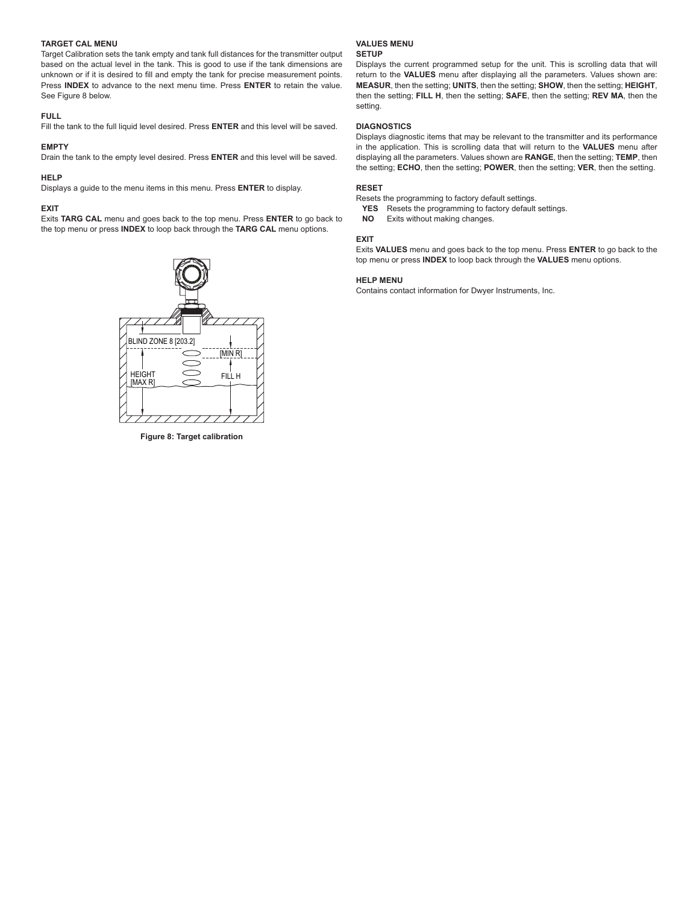### TARGET CAL MENU

Target Calibration sets the tank empty and tank full distances for the transmitter output based on the actual level in the tank. This is good to use if the tank dimensions are unknown or if it is desired to fill and empty the tank for precise measurement points. Press **INDEX** to advance to the next menu time. Press **ENTER** to retain the value. See Figure 8 below.

#### FULL

Fill the tank to the full liquid level desired. Press **ENTER** and this level will be saved.

#### EMPTY

Drain the tank to the empty level desired. Press **ENTER** and this level will be saved.

#### HELP

Displays a guide to the menu items in this menu. Press **ENTER** to display.

#### EXIT

Exits **TARG CAL** menu and goes back to the top menu. Press **ENTER** to go back to the top menu or press **INDEX** to loop back through the **TARG CAL** menu options.

BLIND ZONE 8 [203.2]

[MIN R]

HEIGHT [MAX R]

FILL H

**Figure 8: Target calibration**

### VALUES MENU

#### SETUP

Displays the current programmed setup for the unit. This is scrolling data that will return to the **VALUES** menu after displaying all the parameters. Values shown are: **MEASUR**, then the setting; **UNITS**, then the setting; **SHOW**, then the setting; **HEIGHT**, then the setting; **FILL H**, then the setting; **SAFE**, then the setting; **REV MA**, then the setting.

#### DIAGNOSTICS

Displays diagnostic items that may be relevant to the transmitter and its performance in the application. This is scrolling data that will return to the **VALUES** menu after displaying all the parameters. Values shown are **RANGE**, then the setting; **TEMP**, then the setting; **ECHO**, then the setting; **POWER**, then the setting; **VER**, then the setting.

#### RESET

Resets the programming to factory default settings.

- **YES** Resets the programming to factory default settings.
- **NO** Exits without making changes.

#### EXIT

Exits **VALUES** menu and goes back to the top menu. Press **ENTER** to go back to the top menu or press **INDEX** to loop back through the **VALUES** menu options.

### HELP MENU

Contains contact information for Dwyer Instruments, Inc.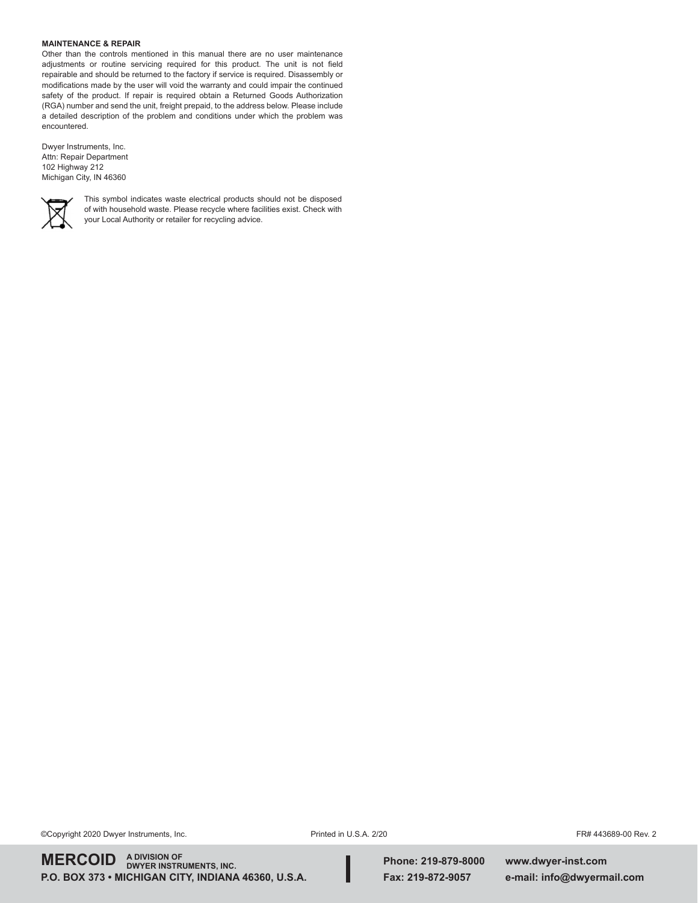### MAINTENANCE & REPAIR

Other than the controls mentioned in this manual there are no user maintenance adjustments or routine servicing required for this product. The unit is not field repairable and should be returned to the factory if service is required. Disassembly or modifications made by the user will void the warranty and could impair the continued safety of the product. If repair is required obtain a Returned Goods Authorization (RGA) number and send the unit, freight prepaid, to the address below. Please include a detailed description of the problem and conditions under which the problem was encountered.

Dwyer Instruments, Inc.
Attn: Repair Department
102 Highway 212
Michigan City, IN 46360

This symbol indicates waste electrical products should not be disposed of with household waste. Please recycle where facilities exist. Check with your Local Authority or retailer for recycling advice.

©Copyright 2020 Dwyer Instruments, Inc. Printed in U.S.A. 2/20 FR# 443689-00 Rev. 2

**MERCOID** **A DIVISION OF DWYER INSTRUMENTS, INC.**
**P.O. BOX 373 • MICHIGAN CITY, INDIANA 46360, U.S.A.**

**Phone: 219-879-8000** **www.dwyer-inst.com**
**Fax: 219-872-9057** **e-mail: info@dwyermail.com**